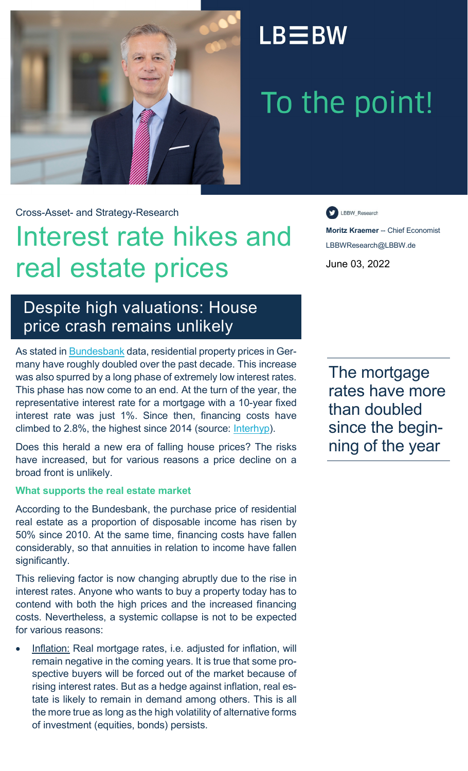LB≡BW

# To the point!

Cross-Asset- and Strategy-Research

# Interest rate hikes and real estate prices

LBBW_Research

**Moritz Kraemer** -- Chief Economist
LBBWResearch@LBBW.de

June 03, 2022

## Despite high valuations: House price crash remains unlikely

As stated in Bundesbank data, residential property prices in Germany have roughly doubled over the past decade. This increase was also spurred by a long phase of extremely low interest rates. This phase has now come to an end. At the turn of the year, the representative interest rate for a mortgage with a 10-year fixed interest rate was just 1%. Since then, financing costs have climbed to 2.8%, the highest since 2014 (source: Interhyp).

> The mortgage rates have more than doubled since the beginning of the year

Does this herald a new era of falling house prices? The risks have increased, but for various reasons a price decline on a broad front is unlikely.

### What supports the real estate market

According to the Bundesbank, the purchase price of residential real estate as a proportion of disposable income has risen by 50% since 2010. At the same time, financing costs have fallen considerably, so that annuities in relation to income have fallen significantly.

This relieving factor is now changing abruptly due to the rise in interest rates. Anyone who wants to buy a property today has to contend with both the high prices and the increased financing costs. Nevertheless, a systemic collapse is not to be expected for various reasons:

- Inflation: Real mortgage rates, i.e. adjusted for inflation, will remain negative in the coming years. It is true that some prospective buyers will be forced out of the market because of rising interest rates. But as a hedge against inflation, real estate is likely to remain in demand among others. This is all the more true as long as the high volatility of alternative forms of investment (equities, bonds) persists.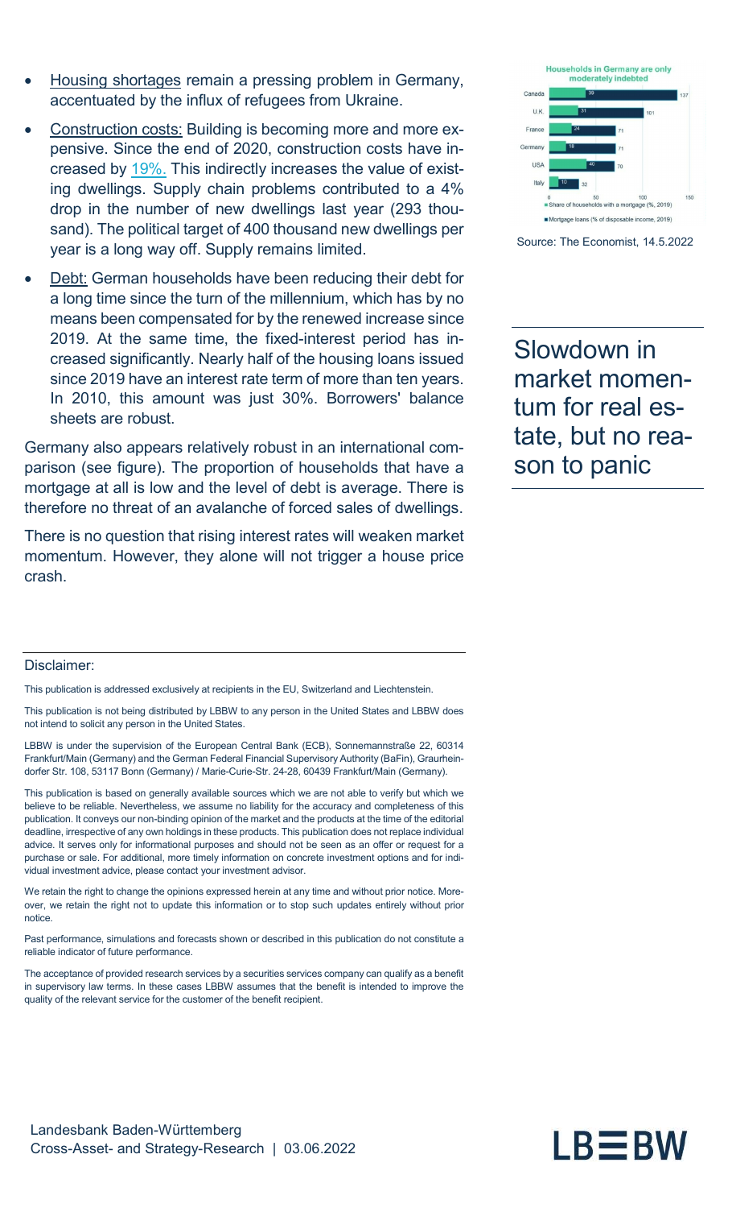- Housing shortages remain a pressing problem in Germany, accentuated by the influx of refugees from Ukraine.
- Construction costs: Building is becoming more and more expensive. Since the end of 2020, construction costs have increased by 19%. This indirectly increases the value of existing dwellings. Supply chain problems contributed to a 4% drop in the number of new dwellings last year (293 thousand). The political target of 400 thousand new dwellings per year is a long way off. Supply remains limited.
- Debt: German households have been reducing their debt for a long time since the turn of the millennium, which has by no means been compensated for by the renewed increase since 2019. At the same time, the fixed-interest period has increased significantly. Nearly half of the housing loans issued since 2019 have an interest rate term of more than ten years. In 2010, this amount was just 30%. Borrowers' balance sheets are robust.

Households in Germany are only moderately indebted

Canada
39
137
U.K.
31
101
France
24
71
Germany
18
71
USA
40
70
Italy
10
32
0
50
100
150
Share of households with a mortgage (%, 2019)
Mortgage loans (% of disposable income, 2019)

Source: The Economist, 14.5.2022

Germany also appears relatively robust in an international comparison (see figure). The proportion of households that have a mortgage at all is low and the level of debt is average. There is therefore no threat of an avalanche of forced sales of dwellings.

There is no question that rising interest rates will weaken market momentum. However, they alone will not trigger a house price crash.

## Slowdown in market momentum for real estate, but no reason to panic

Disclaimer:

This publication is addressed exclusively at recipients in the EU, Switzerland and Liechtenstein.

This publication is not being distributed by LBBW to any person in the United States and LBBW does not intend to solicit any person in the United States.

LBBW is under the supervision of the European Central Bank (ECB), Sonnemannstraße 22, 60314 Frankfurt/Main (Germany) and the German Federal Financial Supervisory Authority (BaFin), Graurheindorfer Str. 108, 53117 Bonn (Germany) / Marie-Curie-Str. 24-28, 60439 Frankfurt/Main (Germany).

This publication is based on generally available sources which we are not able to verify but which we believe to be reliable. Nevertheless, we assume no liability for the accuracy and completeness of this publication. It conveys our non-binding opinion of the market and the products at the time of the editorial deadline, irrespective of any own holdings in these products. This publication does not replace individual advice. It serves only for informational purposes and should not be seen as an offer or request for a purchase or sale. For additional, more timely information on concrete investment options and for individual investment advice, please contact your investment advisor.

We retain the right to change the opinions expressed herein at any time and without prior notice. Moreover, we retain the right not to update this information or to stop such updates entirely without prior notice.

Past performance, simulations and forecasts shown or described in this publication do not constitute a reliable indicator of future performance.

The acceptance of provided research services by a securities services company can qualify as a benefit in supervisory law terms. In these cases LBBW assumes that the benefit is intended to improve the quality of the relevant service for the customer of the benefit recipient.

Landesbank Baden-Württemberg
Cross-Asset- and Strategy-Research | 03.06.2022

LBBW